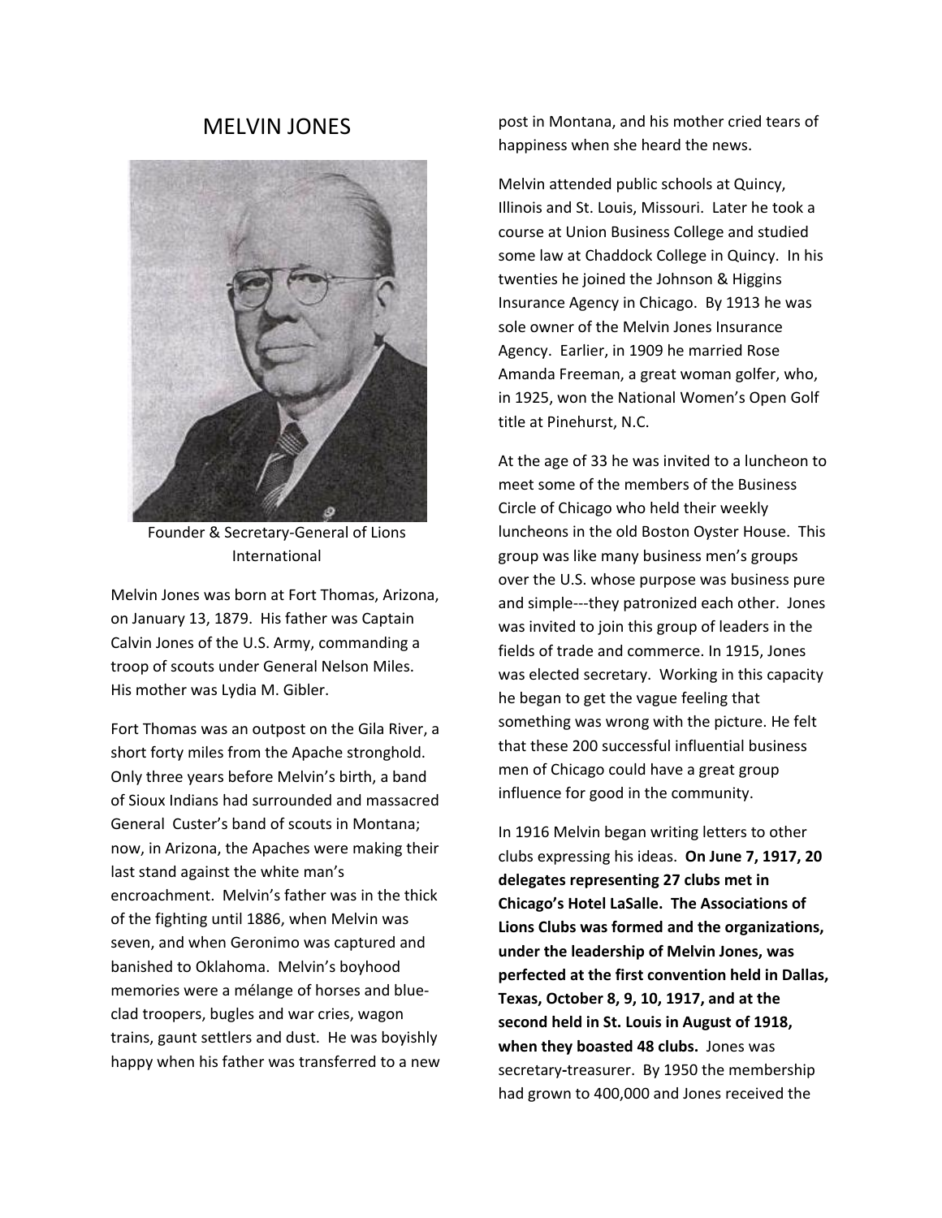# MELVIN JONES

Founder & Secretary-General of Lions International

Melvin Jones was born at Fort Thomas, Arizona, on January 13, 1879. His father was Captain Calvin Jones of the U.S. Army, commanding a troop of scouts under General Nelson Miles. His mother was Lydia M. Gibler.

Fort Thomas was an outpost on the Gila River, a short forty miles from the Apache stronghold. Only three years before Melvin's birth, a band of Sioux Indians had surrounded and massacred General Custer's band of scouts in Montana; now, in Arizona, the Apaches were making their last stand against the white man's encroachment. Melvin's father was in the thick of the fighting until 1886, when Melvin was seven, and when Geronimo was captured and banished to Oklahoma. Melvin's boyhood memories were a mélange of horses and blue-clad troopers, bugles and war cries, wagon trains, gaunt settlers and dust. He was boyishly happy when his father was transferred to a new post in Montana, and his mother cried tears of happiness when she heard the news.

Melvin attended public schools at Quincy, Illinois and St. Louis, Missouri. Later he took a course at Union Business College and studied some law at Chaddock College in Quincy. In his twenties he joined the Johnson & Higgins Insurance Agency in Chicago. By 1913 he was sole owner of the Melvin Jones Insurance Agency. Earlier, in 1909 he married Rose Amanda Freeman, a great woman golfer, who, in 1925, won the National Women's Open Golf title at Pinehurst, N.C.

At the age of 33 he was invited to a luncheon to meet some of the members of the Business Circle of Chicago who held their weekly luncheons in the old Boston Oyster House. This group was like many business men's groups over the U.S. whose purpose was business pure and simple---they patronized each other. Jones was invited to join this group of leaders in the fields of trade and commerce. In 1915, Jones was elected secretary. Working in this capacity he began to get the vague feeling that something was wrong with the picture. He felt that these 200 successful influential business men of Chicago could have a great group influence for good in the community.

In 1916 Melvin began writing letters to other clubs expressing his ideas. **On June 7, 1917, 20 delegates representing 27 clubs met in Chicago's Hotel LaSalle. The Associations of Lions Clubs was formed and the organizations, under the leadership of Melvin Jones, was perfected at the first convention held in Dallas, Texas, October 8, 9, 10, 1917, and at the second held in St. Louis in August of 1918, when they boasted 48 clubs.** Jones was secretary-treasurer. By 1950 the membership had grown to 400,000 and Jones received the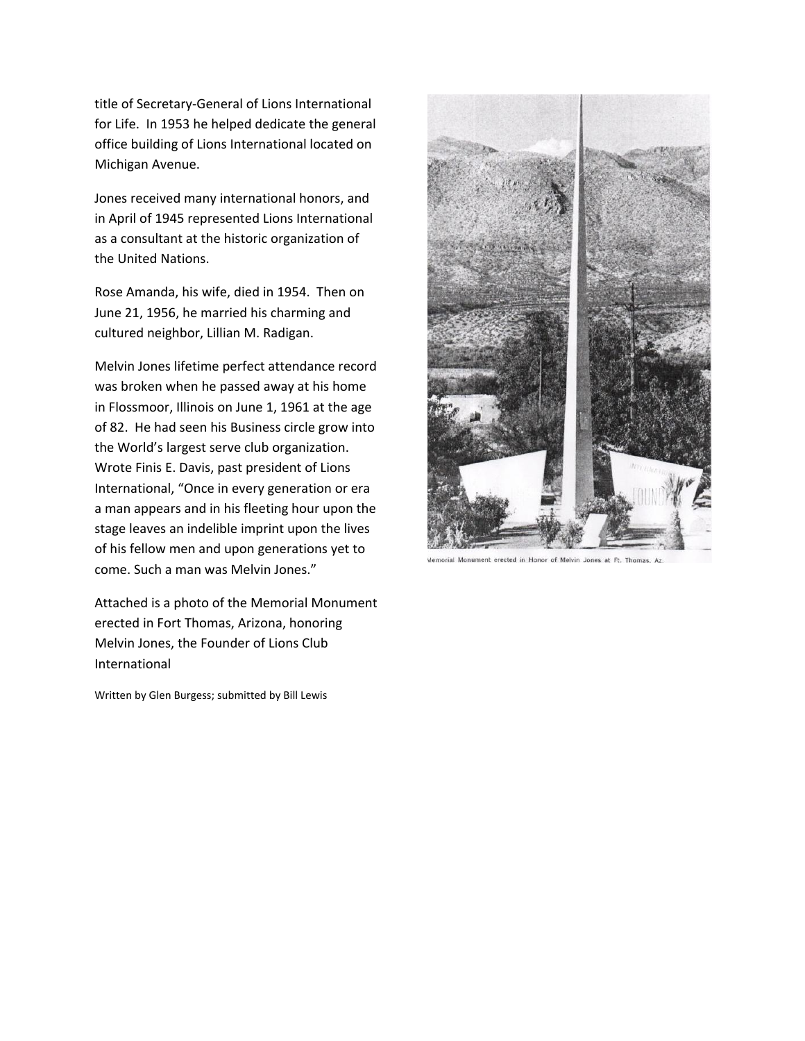title of Secretary-General of Lions International for Life. In 1953 he helped dedicate the general office building of Lions International located on Michigan Avenue.

Jones received many international honors, and in April of 1945 represented Lions International as a consultant at the historic organization of the United Nations.

Rose Amanda, his wife, died in 1954. Then on June 21, 1956, he married his charming and cultured neighbor, Lillian M. Radigan.

Melvin Jones lifetime perfect attendance record was broken when he passed away at his home in Flossmoor, Illinois on June 1, 1961 at the age of 82. He had seen his Business circle grow into the World's largest serve club organization. Wrote Finis E. Davis, past president of Lions International, "Once in every generation or era a man appears and in his fleeting hour upon the stage leaves an indelible imprint upon the lives of his fellow men and upon generations yet to come. Such a man was Melvin Jones."

Attached is a photo of the Memorial Monument erected in Fort Thomas, Arizona, honoring Melvin Jones, the Founder of Lions Club International

Written by Glen Burgess; submitted by Bill Lewis

Memorial Monument erected in Honor of Melvin Jones at Ft. Thomas. Az.